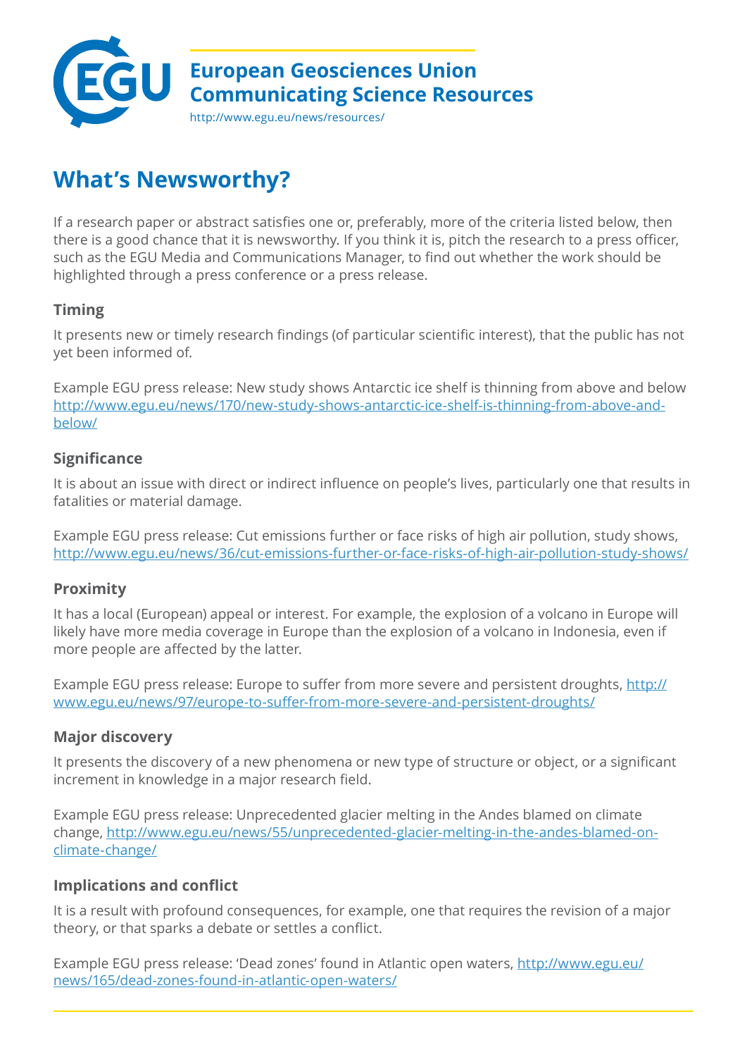European Geosciences Union
Communicating Science Resources
http://www.egu.eu/news/resources/

# What's Newsworthy?

If a research paper or abstract satisfies one or, preferably, more of the criteria listed below, then there is a good chance that it is newsworthy. If you think it is, pitch the research to a press officer, such as the EGU Media and Communications Manager, to find out whether the work should be highlighted through a press conference or a press release.

### Timing

It presents new or timely research findings (of particular scientific interest), that the public has not yet been informed of.

Example EGU press release: New study shows Antarctic ice shelf is thinning from above and below http://www.egu.eu/news/170/new-study-shows-antarctic-ice-shelf-is-thinning-from-above-and-below/

### Significance

It is about an issue with direct or indirect influence on people's lives, particularly one that results in fatalities or material damage.

Example EGU press release: Cut emissions further or face risks of high air pollution, study shows, http://www.egu.eu/news/36/cut-emissions-further-or-face-risks-of-high-air-pollution-study-shows/

### Proximity

It has a local (European) appeal or interest. For example, the explosion of a volcano in Europe will likely have more media coverage in Europe than the explosion of a volcano in Indonesia, even if more people are affected by the latter.

Example EGU press release: Europe to suffer from more severe and persistent droughts, http://www.egu.eu/news/97/europe-to-suffer-from-more-severe-and-persistent-droughts/

### Major discovery

It presents the discovery of a new phenomena or new type of structure or object, or a significant increment in knowledge in a major research field.

Example EGU press release: Unprecedented glacier melting in the Andes blamed on climate change, http://www.egu.eu/news/55/unprecedented-glacier-melting-in-the-andes-blamed-on-climate-change/

### Implications and conflict

It is a result with profound consequences, for example, one that requires the revision of a major theory, or that sparks a debate or settles a conflict.

Example EGU press release: 'Dead zones' found in Atlantic open waters, http://www.egu.eu/news/165/dead-zones-found-in-atlantic-open-waters/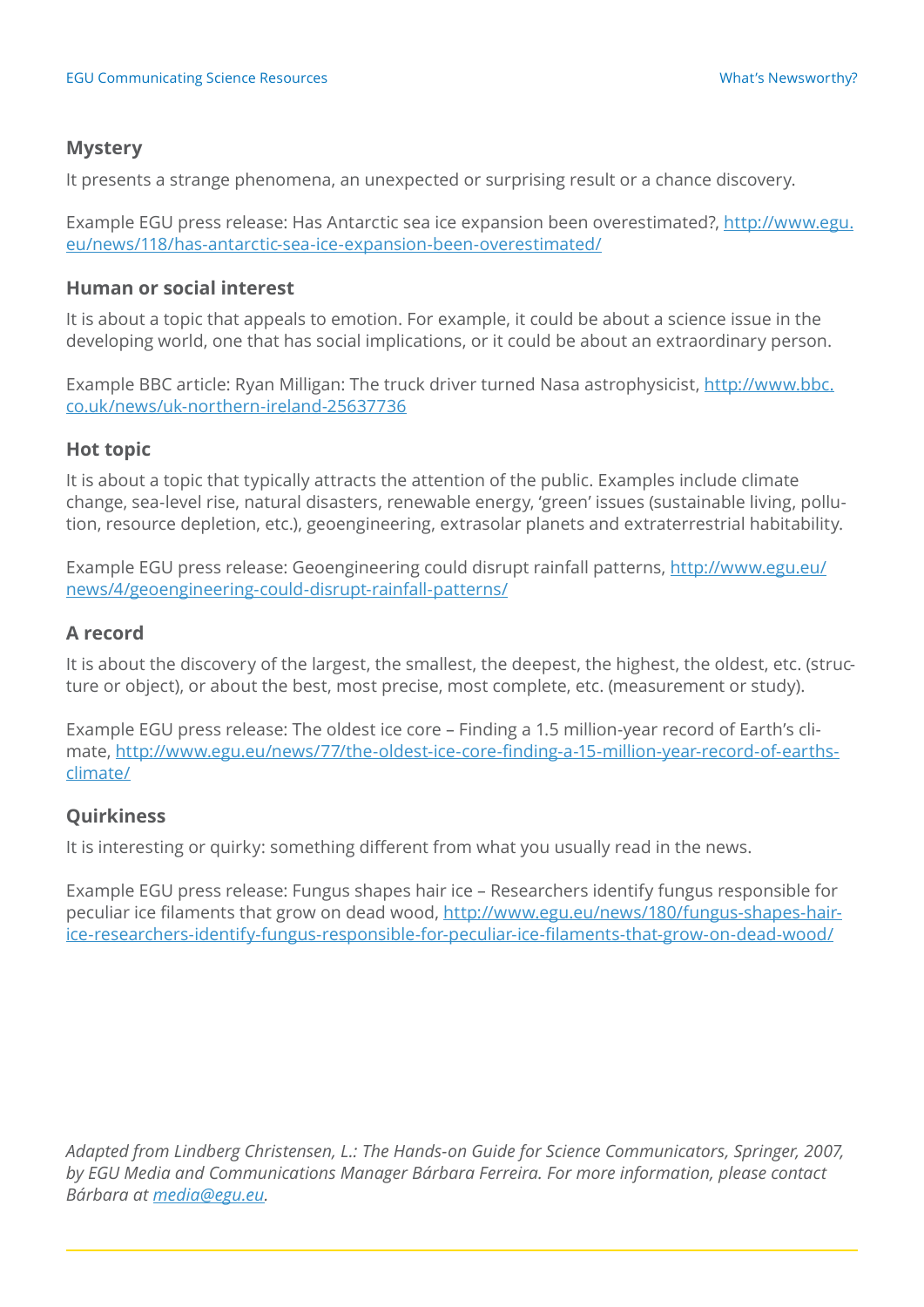### Mystery

It presents a strange phenomena, an unexpected or surprising result or a chance discovery.

Example EGU press release: Has Antarctic sea ice expansion been overestimated?, http://www.egu.eu/news/118/has-antarctic-sea-ice-expansion-been-overestimated/

### Human or social interest

It is about a topic that appeals to emotion. For example, it could be about a science issue in the developing world, one that has social implications, or it could be about an extraordinary person.

Example BBC article: Ryan Milligan: The truck driver turned Nasa astrophysicist, http://www.bbc.co.uk/news/uk-northern-ireland-25637736

### Hot topic

It is about a topic that typically attracts the attention of the public. Examples include climate change, sea-level rise, natural disasters, renewable energy, 'green' issues (sustainable living, pollution, resource depletion, etc.), geoengineering, extrasolar planets and extraterrestrial habitability.

Example EGU press release: Geoengineering could disrupt rainfall patterns, http://www.egu.eu/news/4/geoengineering-could-disrupt-rainfall-patterns/

### A record

It is about the discovery of the largest, the smallest, the deepest, the highest, the oldest, etc. (structure or object), or about the best, most precise, most complete, etc. (measurement or study).

Example EGU press release: The oldest ice core – Finding a 1.5 million-year record of Earth's climate, http://www.egu.eu/news/77/the-oldest-ice-core-finding-a-15-million-year-record-of-earths-climate/

### Quirkiness

It is interesting or quirky: something different from what you usually read in the news.

Example EGU press release: Fungus shapes hair ice – Researchers identify fungus responsible for peculiar ice filaments that grow on dead wood, http://www.egu.eu/news/180/fungus-shapes-hair-ice-researchers-identify-fungus-responsible-for-peculiar-ice-filaments-that-grow-on-dead-wood/

*Adapted from Lindberg Christensen, L.: The Hands-on Guide for Science Communicators, Springer, 2007, by EGU Media and Communications Manager Bárbara Ferreira. For more information, please contact Bárbara at media@egu.eu.*